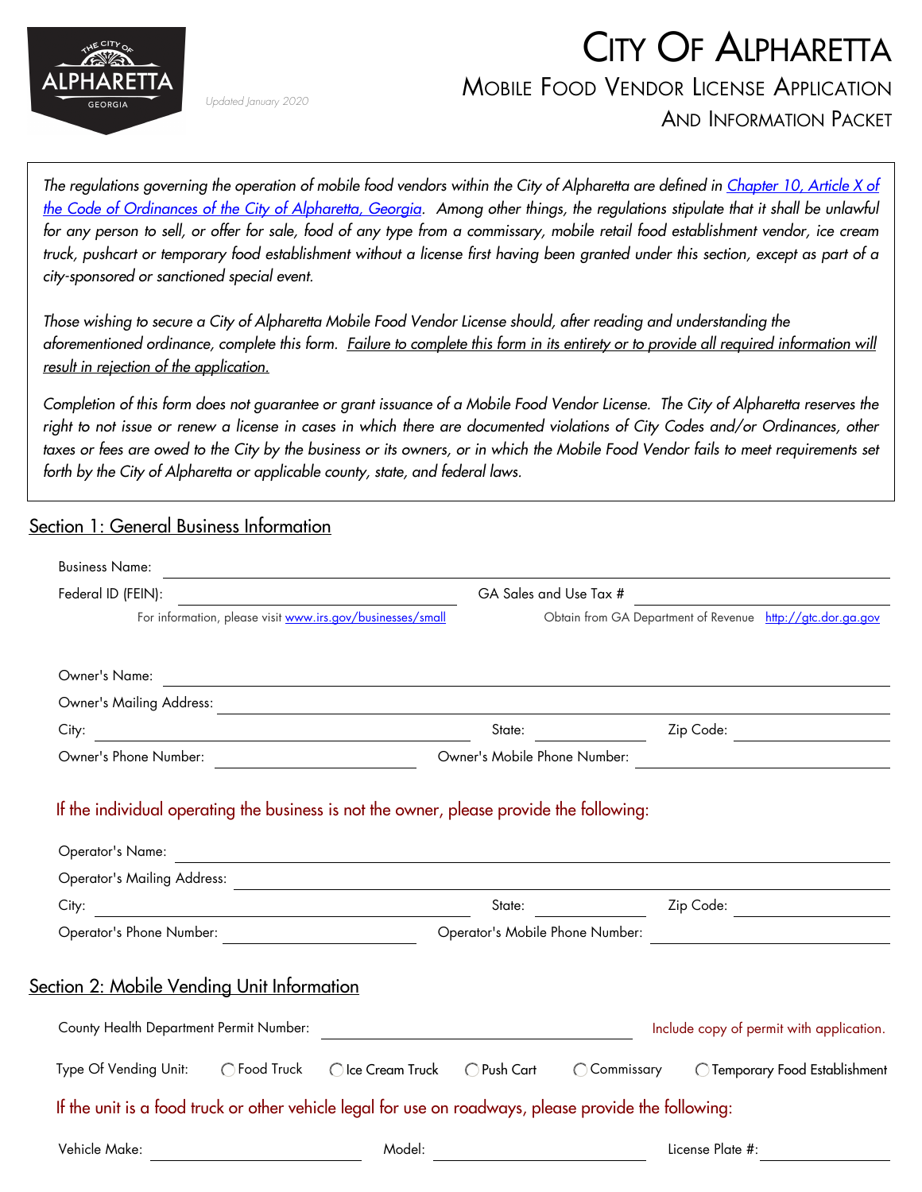# City Of Alpharetta

## Mobile Food Vendor License Application And Information Packet

*Updated January 2020*

*The regulations governing the operation of mobile food vendors within the City of Alpharetta are defined in [Chapter 10, Article X of the Code of Ordinances of the City of Alpharetta, Georgia](). Among other things, the regulations stipulate that it shall be unlawful for any person to sell, or offer for sale, food of any type from a commissary, mobile retail food establishment vendor, ice cream truck, pushcart or temporary food establishment without a license first having been granted under this section, except as part of a city-sponsored or sanctioned special event.*

*Those wishing to secure a City of Alpharetta Mobile Food Vendor License should, after reading and understanding the aforementioned ordinance, complete this form. Failure to complete this form in its entirety or to provide all required information will result in rejection of the application.*

*Completion of this form does not guarantee or grant issuance of a Mobile Food Vendor License. The City of Alpharetta reserves the right to not issue or renew a license in cases in which there are documented violations of City Codes and/or Ordinances, other taxes or fees are owed to the City by the business or its owners, or in which the Mobile Food Vendor fails to meet requirements set forth by the City of Alpharetta or applicable county, state, and federal laws.*

## Section 1: General Business Information

Business Name: ______________________________

Federal ID (FEIN): ______________________ GA Sales and Use Tax # ______________________

For information, please visit www.irs.gov/businesses/small — Obtain from GA Department of Revenue http://gtc.dor.ga.gov

Owner's Name: ______________________________

Owner's Mailing Address: ______________________________

City: ______________ State: ________ Zip Code: ________

Owner's Phone Number: ______________ Owner's Mobile Phone Number: ______________

If the individual operating the business is not the owner, please provide the following:

Operator's Name: ______________________________

Operator's Mailing Address: ______________________________

City: ______________ State: ________ Zip Code: ________

Operator's Phone Number: ______________ Operator's Mobile Phone Number: ______________

## Section 2: Mobile Vending Unit Information

County Health Department Permit Number: ______________________ Include copy of permit with application.

Type Of Vending Unit: ◯ Food Truck ◯ Ice Cream Truck ◯ Push Cart ◯ Commissary ◯ Temporary Food Establishment

If the unit is a food truck or other vehicle legal for use on roadways, please provide the following:

Vehicle Make: ______________ Model: ______________ License Plate #: ______________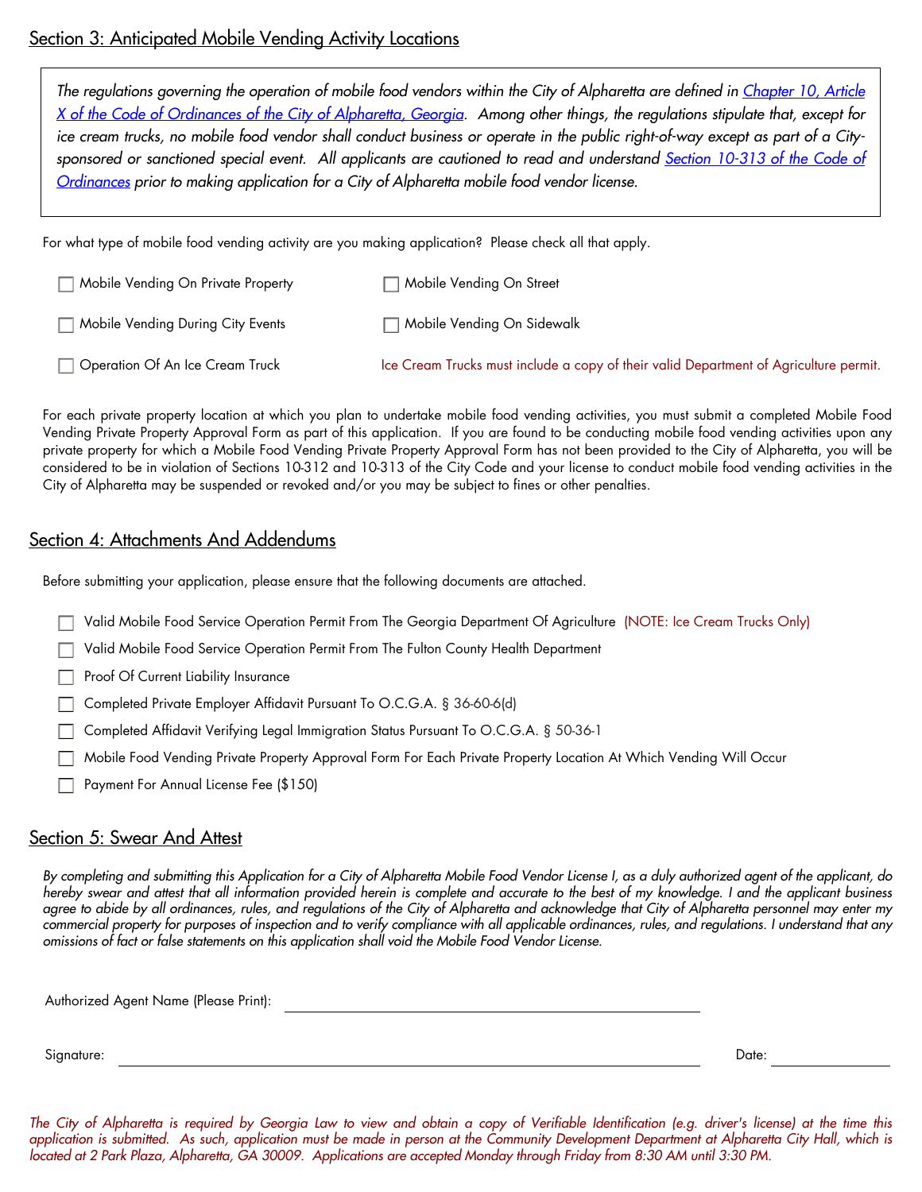## Section 3: Anticipated Mobile Vending Activity Locations

*The regulations governing the operation of mobile food vendors within the City of Alpharetta are defined in [Chapter 10, Article X of the Code of Ordinances of the City of Alpharetta, Georgia](). Among other things, the regulations stipulate that, except for ice cream trucks, no mobile food vendor shall conduct business or operate in the public right-of-way except as part of a City-sponsored or sanctioned special event. All applicants are cautioned to read and understand [Section 10-313 of the Code of Ordinances]() prior to making application for a City of Alpharetta mobile food vendor license.*

For what type of mobile food vending activity are you making application? Please check all that apply.

- ☐ Mobile Vending On Private Property
- ☐ Mobile Vending On Street
- ☐ Mobile Vending During City Events
- ☐ Mobile Vending On Sidewalk
- ☐ Operation Of An Ice Cream Truck — Ice Cream Trucks must include a copy of their valid Department of Agriculture permit.

For each private property location at which you plan to undertake mobile food vending activities, you must submit a completed Mobile Food Vending Private Property Approval Form as part of this application. If you are found to be conducting mobile food vending activities upon any private property for which a Mobile Food Vending Private Property Approval Form has not been provided to the City of Alpharetta, you will be considered to be in violation of Sections 10-312 and 10-313 of the City Code and your license to conduct mobile food vending activities in the City of Alpharetta may be suspended or revoked and/or you may be subject to fines or other penalties.

## Section 4: Attachments And Addendums

Before submitting your application, please ensure that the following documents are attached.

- ☐ Valid Mobile Food Service Operation Permit From The Georgia Department Of Agriculture (NOTE: Ice Cream Trucks Only)
- ☐ Valid Mobile Food Service Operation Permit From The Fulton County Health Department
- ☐ Proof Of Current Liability Insurance
- ☐ Completed Private Employer Affidavit Pursuant To O.C.G.A. § 36-60-6(d)
- ☐ Completed Affidavit Verifying Legal Immigration Status Pursuant To O.C.G.A. § 50-36-1
- ☐ Mobile Food Vending Private Property Approval Form For Each Private Property Location At Which Vending Will Occur
- ☐ Payment For Annual License Fee ($150)

## Section 5: Swear And Attest

*By completing and submitting this Application for a City of Alpharetta Mobile Food Vendor License I, as a duly authorized agent of the applicant, do hereby swear and attest that all information provided herein is complete and accurate to the best of my knowledge. I and the applicant business agree to abide by all ordinances, rules, and regulations of the City of Alpharetta and acknowledge that City of Alpharetta personnel may enter my commercial property for purposes of inspection and to verify compliance with all applicable ordinances, rules, and regulations. I understand that any omissions of fact or false statements on this application shall void the Mobile Food Vendor License.*

Authorized Agent Name (Please Print): ______________________________

Signature: ______________________________ Date: ____________

*The City of Alpharetta is required by Georgia Law to view and obtain a copy of Verifiable Identification (e.g. driver's license) at the time this application is submitted. As such, application must be made in person at the Community Development Department at Alpharetta City Hall, which is located at 2 Park Plaza, Alpharetta, GA 30009. Applications are accepted Monday through Friday from 8:30 AM until 3:30 PM.*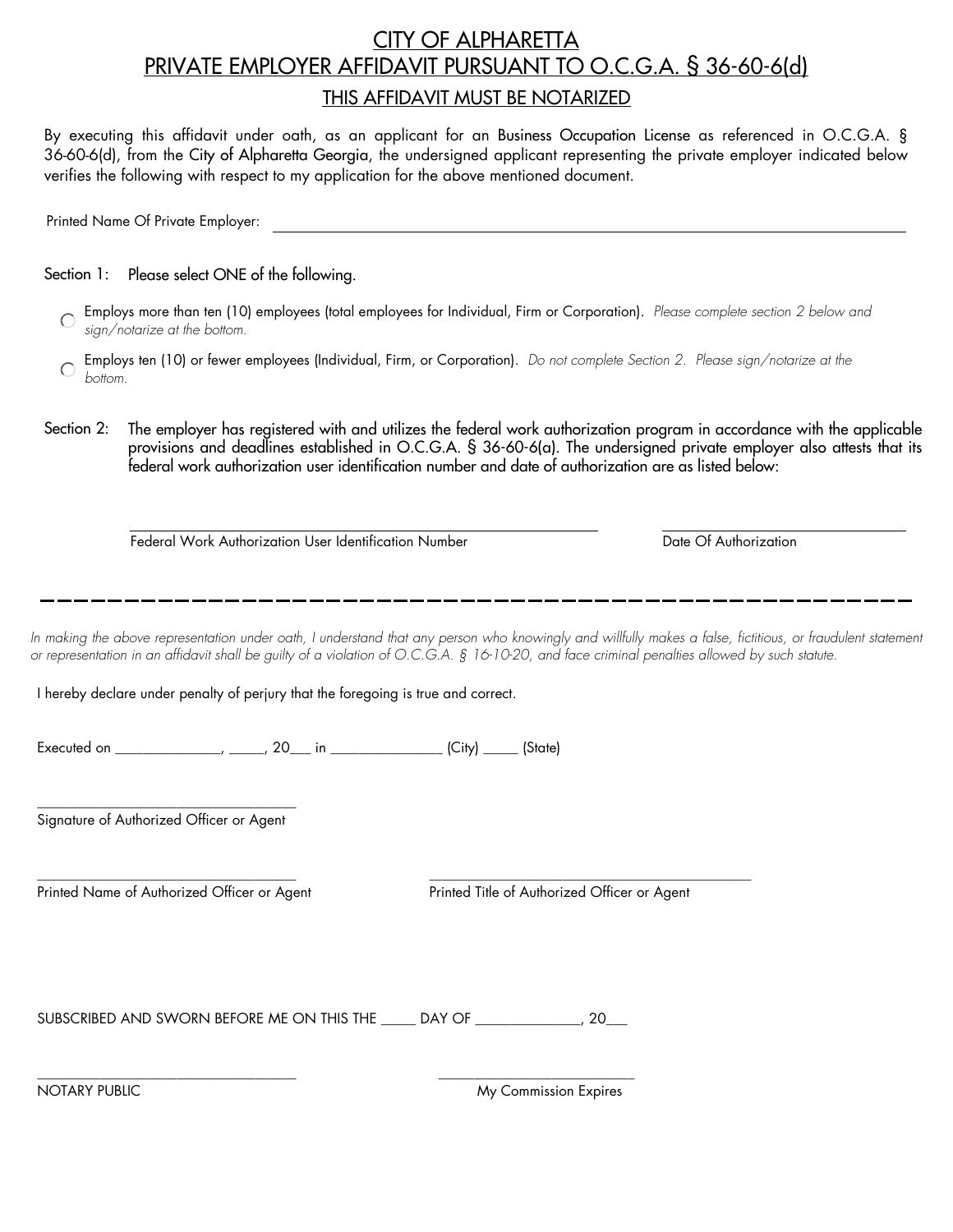# CITY OF ALPHARETTA
# PRIVATE EMPLOYER AFFIDAVIT PURSUANT TO O.C.G.A. § 36-60-6(d)

## THIS AFFIDAVIT MUST BE NOTARIZED

By executing this affidavit under oath, as an applicant for an Business Occupation License as referenced in O.C.G.A. § 36-60-6(d), from the City of Alpharetta Georgia, the undersigned applicant representing the private employer indicated below verifies the following with respect to my application for the above mentioned document.

Printed Name Of Private Employer: ______________________________________________

Section 1: Please select ONE of the following.

- ○ Employs more than ten (10) employees (total employees for Individual, Firm or Corporation). *Please complete section 2 below and sign/notarize at the bottom.*
- ○ Employs ten (10) or fewer employees (Individual, Firm, or Corporation). *Do not complete Section 2. Please sign/notarize at the bottom.*

Section 2: The employer has registered with and utilizes the federal work authorization program in accordance with the applicable provisions and deadlines established in O.C.G.A. § 36-60-6(a). The undersigned private employer also attests that its federal work authorization user identification number and date of authorization are as listed below:

______________________________________________ ______________________

Federal Work Authorization User Identification Number Date Of Authorization

---

*In making the above representation under oath, I understand that any person who knowingly and willfully makes a false, fictitious, or fraudulent statement or representation in an affidavit shall be guilty of a violation of O.C.G.A. § 16-10-20, and face criminal penalties allowed by such statute.*

I hereby declare under penalty of perjury that the foregoing is true and correct.

Executed on ______________, _____, 20___ in ______________ (City) _____ (State)

___________________________________

Signature of Authorized Officer or Agent

___________________________________ ___________________________________

Printed Name of Authorized Officer or Agent Printed Title of Authorized Officer or Agent

SUBSCRIBED AND SWORN BEFORE ME ON THIS THE _____ DAY OF ______________, 20___

___________________________________ ___________________________

NOTARY PUBLIC My Commission Expires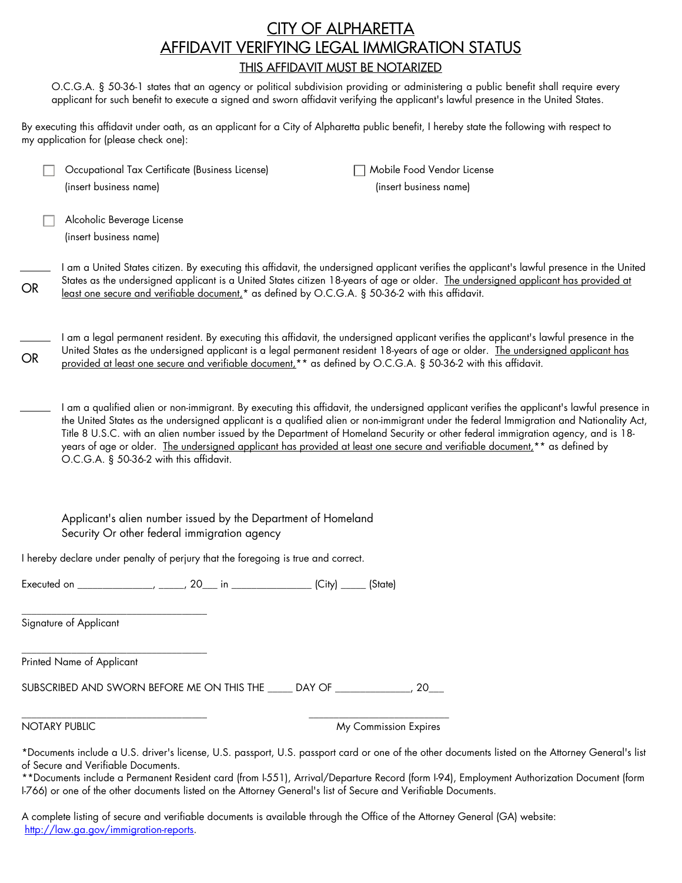# CITY OF ALPHARETTA

# AFFIDAVIT VERIFYING LEGAL IMMIGRATION STATUS

## THIS AFFIDAVIT MUST BE NOTARIZED

O.C.G.A. § 50-36-1 states that an agency or political subdivision providing or administering a public benefit shall require every applicant for such benefit to execute a signed and sworn affidavit verifying the applicant's lawful presence in the United States.

By executing this affidavit under oath, as an applicant for a City of Alpharetta public benefit, I hereby state the following with respect to my application for (please check one):

☐ Occupational Tax Certificate (Business License)
(insert business name)

☐ Mobile Food Vendor License
(insert business name)

☐ Alcoholic Beverage License
(insert business name)

______ I am a United States citizen. By executing this affidavit, the undersigned applicant verifies the applicant's lawful presence in the United States as the undersigned applicant is a United States citizen 18-years of age or older. The undersigned applicant has provided at least one secure and verifiable document,* as defined by O.C.G.A. § 50-36-2 with this affidavit.

OR

______ I am a legal permanent resident. By executing this affidavit, the undersigned applicant verifies the applicant's lawful presence in the United States as the undersigned applicant is a legal permanent resident 18-years of age or older. The undersigned applicant has provided at least one secure and verifiable document,** as defined by O.C.G.A. § 50-36-2 with this affidavit.

OR

______ I am a qualified alien or non-immigrant. By executing this affidavit, the undersigned applicant verifies the applicant's lawful presence in the United States as the undersigned applicant is a qualified alien or non-immigrant under the federal Immigration and Nationality Act, Title 8 U.S.C. with an alien number issued by the Department of Homeland Security or other federal immigration agency, and is 18-years of age or older. The undersigned applicant has provided at least one secure and verifiable document,** as defined by O.C.G.A. § 50-36-2 with this affidavit.

Applicant's alien number issued by the Department of Homeland Security Or other federal immigration agency

I hereby declare under penalty of perjury that the foregoing is true and correct.

Executed on ______________, _____, 20___ in _______________ (City) _____ (State)

___________________________________
Signature of Applicant

___________________________________
Printed Name of Applicant

SUBSCRIBED AND SWORN BEFORE ME ON THIS THE _____ DAY OF ______________, 20___

___________________________________
NOTARY PUBLIC

___________________________
My Commission Expires

*Documents include a U.S. driver's license, U.S. passport, U.S. passport card or one of the other documents listed on the Attorney General's list of Secure and Verifiable Documents.

**Documents include a Permanent Resident card (from I-551), Arrival/Departure Record (form I-94), Employment Authorization Document (form I-766) or one of the other documents listed on the Attorney General's list of Secure and Verifiable Documents.

A complete listing of secure and verifiable documents is available through the Office of the Attorney General (GA) website: http://law.ga.gov/immigration-reports.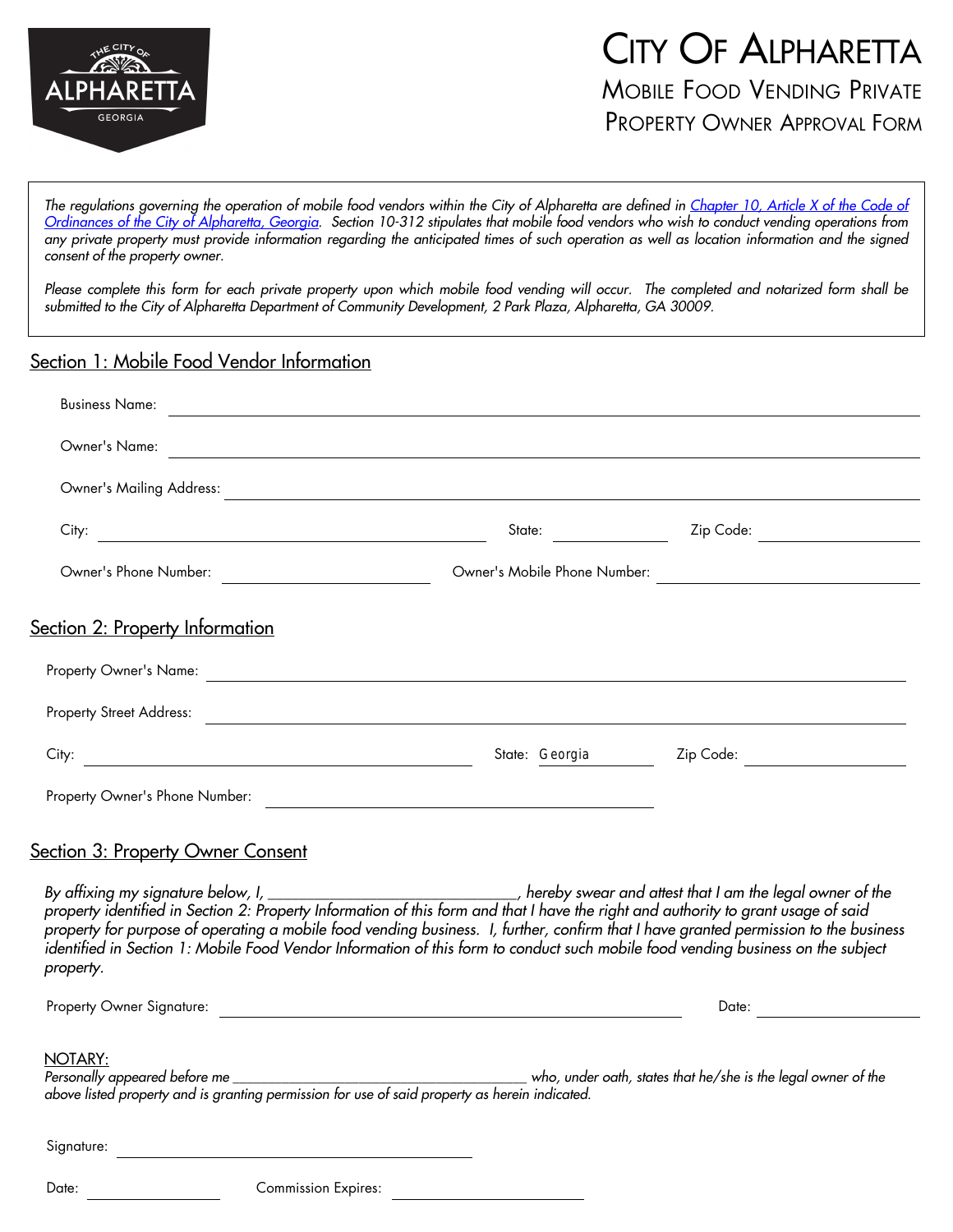# City Of Alpharetta

## Mobile Food Vending Private Property Owner Approval Form

*The regulations governing the operation of mobile food vendors within the City of Alpharetta are defined in [Chapter 10, Article X of the Code of Ordinances of the City of Alpharetta, Georgia](). Section 10-312 stipulates that mobile food vendors who wish to conduct vending operations from any private property must provide information regarding the anticipated times of such operation as well as location information and the signed consent of the property owner.*

*Please complete this form for each private property upon which mobile food vending will occur. The completed and notarized form shall be submitted to the City of Alpharetta Department of Community Development, 2 Park Plaza, Alpharetta, GA 30009.*

## Section 1: Mobile Food Vendor Information

Business Name: ____________________

Owner's Name: ____________________

Owner's Mailing Address: ____________________

City: ____________________ State: __________ Zip Code: __________

Owner's Phone Number: ____________________ Owner's Mobile Phone Number: ____________________

## Section 2: Property Information

Property Owner's Name: ____________________

Property Street Address: ____________________

City: ____________________ State: Georgia Zip Code: __________

Property Owner's Phone Number: ____________________

## Section 3: Property Owner Consent

*By affixing my signature below, I, ______________________________, hereby swear and attest that I am the legal owner of the property identified in Section 2: Property Information of this form and that I have the right and authority to grant usage of said property for purpose of operating a mobile food vending business. I, further, confirm that I have granted permission to the business identified in Section 1: Mobile Food Vendor Information of this form to conduct such mobile food vending business on the subject property.*

Property Owner Signature: ____________________ Date: __________

NOTARY:

*Personally appeared before me ______________________________ who, under oath, states that he/she is the legal owner of the above listed property and is granting permission for use of said property as herein indicated.*

Signature: ____________________

Date: __________ Commission Expires: __________